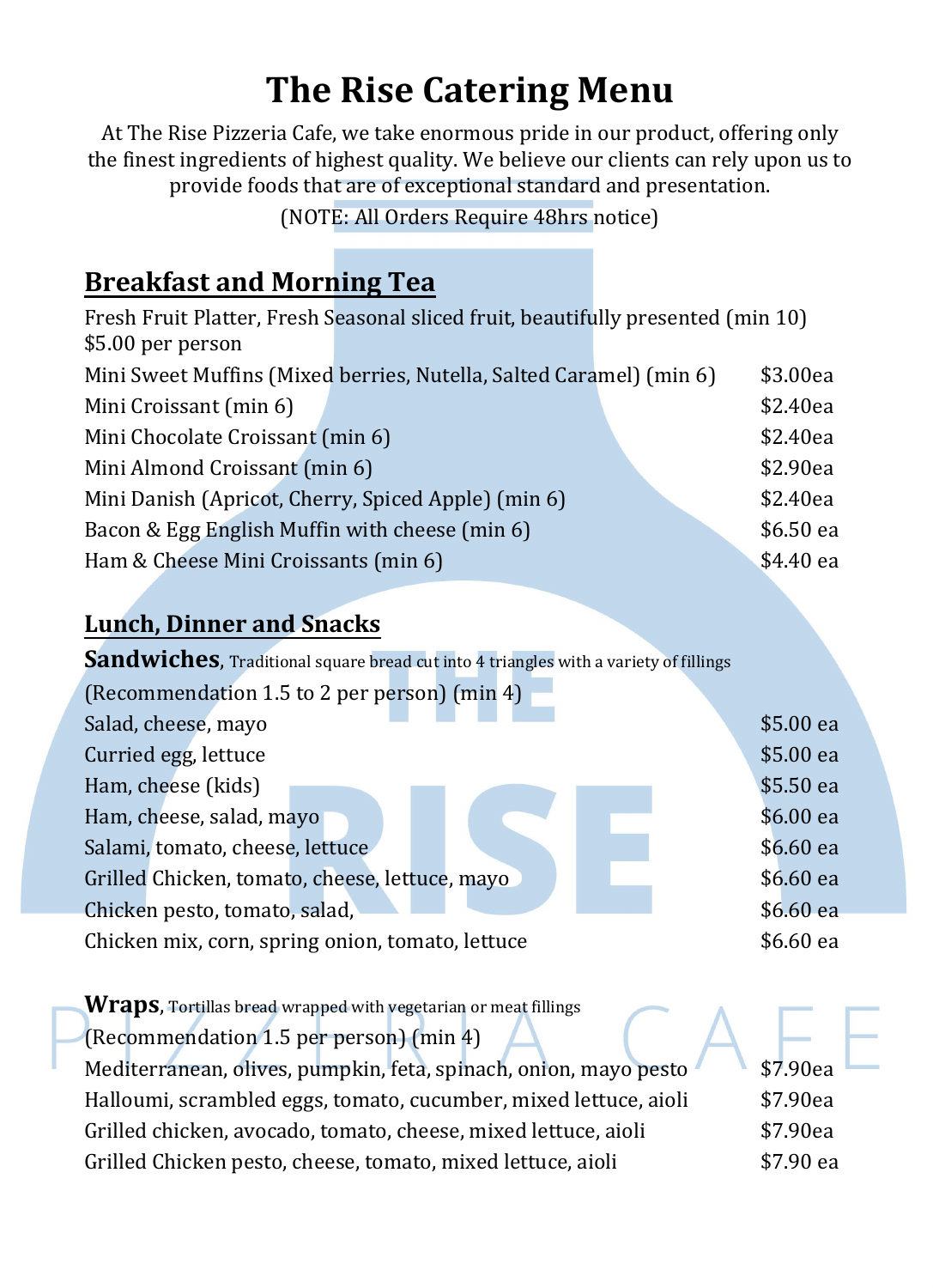# The Rise Catering Menu

At The Rise Pizzeria Cafe, we take enormous pride in our product, offering only the finest ingredients of highest quality. We believe our clients can rely upon us to provide foods that are of exceptional standard and presentation.

(NOTE: All Orders Require 48hrs notice)

## Breakfast and Morning Tea

Fresh Fruit Platter, Fresh Seasonal sliced fruit, beautifully presented (min 10) $5.00 per person

| Item | Price |
|---|---|
| Mini Sweet Muffins (Mixed berries, Nutella, Salted Caramel) (min 6) | $3.00ea |
| Mini Croissant (min 6) | $2.40ea |
| Mini Chocolate Croissant (min 6) | $2.40ea |
| Mini Almond Croissant (min 6) | $2.90ea |
| Mini Danish (Apricot, Cherry, Spiced Apple) (min 6) | $2.40ea |
| Bacon & Egg English Muffin with cheese (min 6) | $6.50 ea |
| Ham & Cheese Mini Croissants (min 6) | $4.40 ea |

## Lunch, Dinner and Snacks

### Sandwiches, Traditional square bread cut into 4 triangles with a variety of fillings

(Recommendation 1.5 to 2 per person) (min 4)

| Item | Price |
|---|---|
| Salad, cheese, mayo | $5.00 ea |
| Curried egg, lettuce | $5.00 ea |
| Ham, cheese (kids) | $5.50 ea |
| Ham, cheese, salad, mayo | $6.00 ea |
| Salami, tomato, cheese, lettuce | $6.60 ea |
| Grilled Chicken, tomato, cheese, lettuce, mayo | $6.60 ea |
| Chicken pesto, tomato, salad, | $6.60 ea |
| Chicken mix, corn, spring onion, tomato, lettuce | $6.60 ea |

### Wraps, Tortillas bread wrapped with vegetarian or meat fillings

(Recommendation 1.5 per person) (min 4)

| Item | Price |
|---|---|
| Mediterranean, olives, pumpkin, feta, spinach, onion, mayo pesto | $7.90ea |
| Halloumi, scrambled eggs, tomato, cucumber, mixed lettuce, aioli | $7.90ea |
| Grilled chicken, avocado, tomato, cheese, mixed lettuce, aioli | $7.90ea |
| Grilled Chicken pesto, cheese, tomato, mixed lettuce, aioli | $7.90 ea |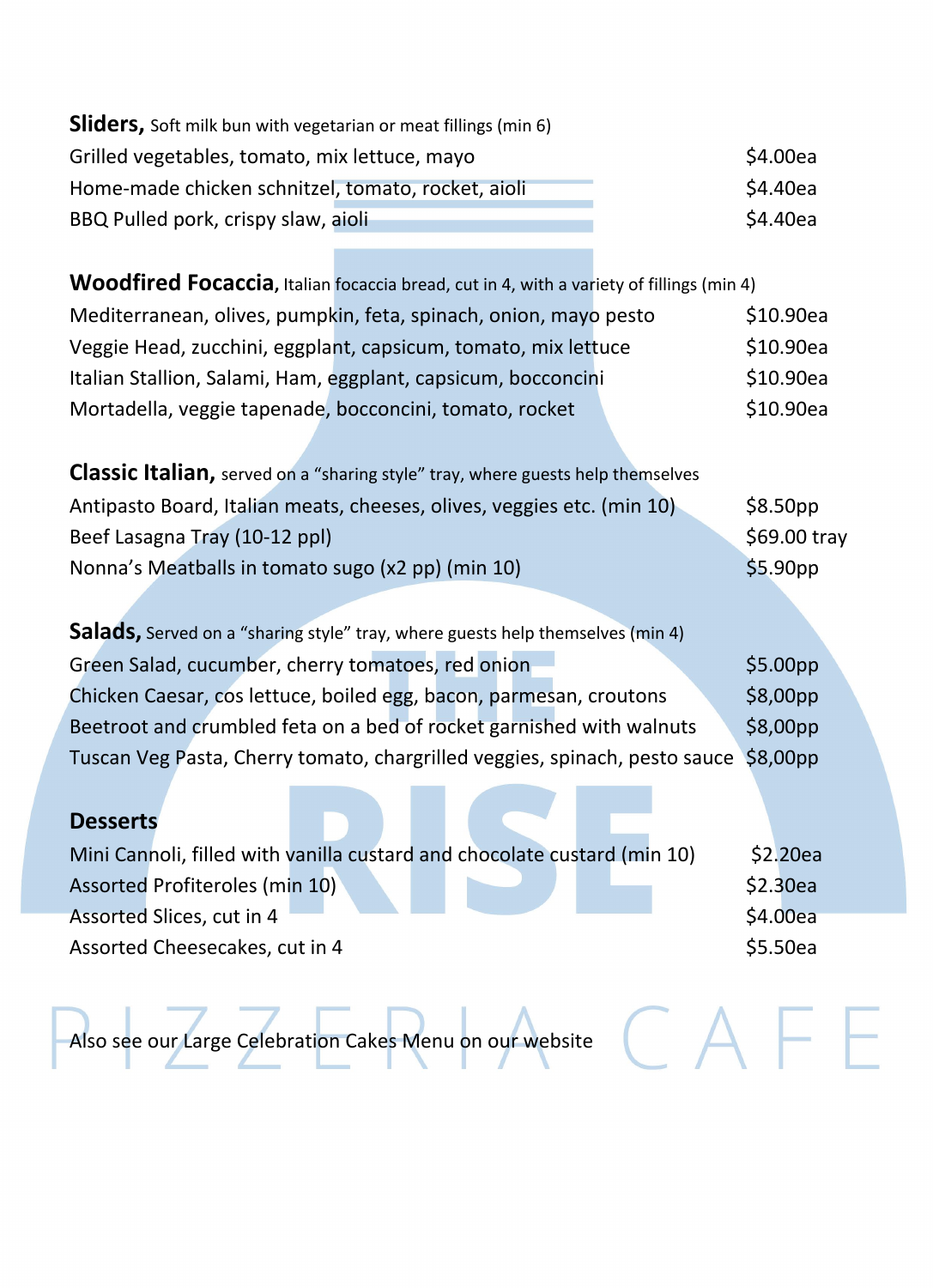**Sliders,** Soft milk bun with vegetarian or meat fillings (min 6)

| | |
|---|---|
| Grilled vegetables, tomato, mix lettuce, mayo | $4.00ea |
| Home-made chicken schnitzel, tomato, rocket, aioli | $4.40ea |
| BBQ Pulled pork, crispy slaw, aioli | $4.40ea |

**Woodfired Focaccia,** Italian focaccia bread, cut in 4, with a variety of fillings (min 4)

| | |
|---|---|
| Mediterranean, olives, pumpkin, feta, spinach, onion, mayo pesto | $10.90ea |
| Veggie Head, zucchini, eggplant, capsicum, tomato, mix lettuce | $10.90ea |
| Italian Stallion, Salami, Ham, eggplant, capsicum, bocconcini | $10.90ea |
| Mortadella, veggie tapenade, bocconcini, tomato, rocket | $10.90ea |

**Classic Italian,** served on a "sharing style" tray, where guests help themselves

| | |
|---|---|
| Antipasto Board, Italian meats, cheeses, olives, veggies etc. (min 10) | $8.50pp |
| Beef Lasagna Tray (10-12 ppl) | $69.00 tray |
| Nonna's Meatballs in tomato sugo (x2 pp) (min 10) | $5.90pp |

**Salads,** Served on a "sharing style" tray, where guests help themselves (min 4)

| | |
|---|---|
| Green Salad, cucumber, cherry tomatoes, red onion | $5.00pp |
| Chicken Caesar, cos lettuce, boiled egg, bacon, parmesan, croutons | $8,00pp |
| Beetroot and crumbled feta on a bed of rocket garnished with walnuts | $8,00pp |
| Tuscan Veg Pasta, Cherry tomato, chargrilled veggies, spinach, pesto sauce | $8,00pp |

**Desserts**

| | |
|---|---|
| Mini Cannoli, filled with vanilla custard and chocolate custard (min 10) | $2.20ea |
| Assorted Profiteroles (min 10) | $2.30ea |
| Assorted Slices, cut in 4 | $4.00ea |
| Assorted Cheesecakes, cut in 4 | $5.50ea |

Also see our Large Celebration Cakes Menu on our website